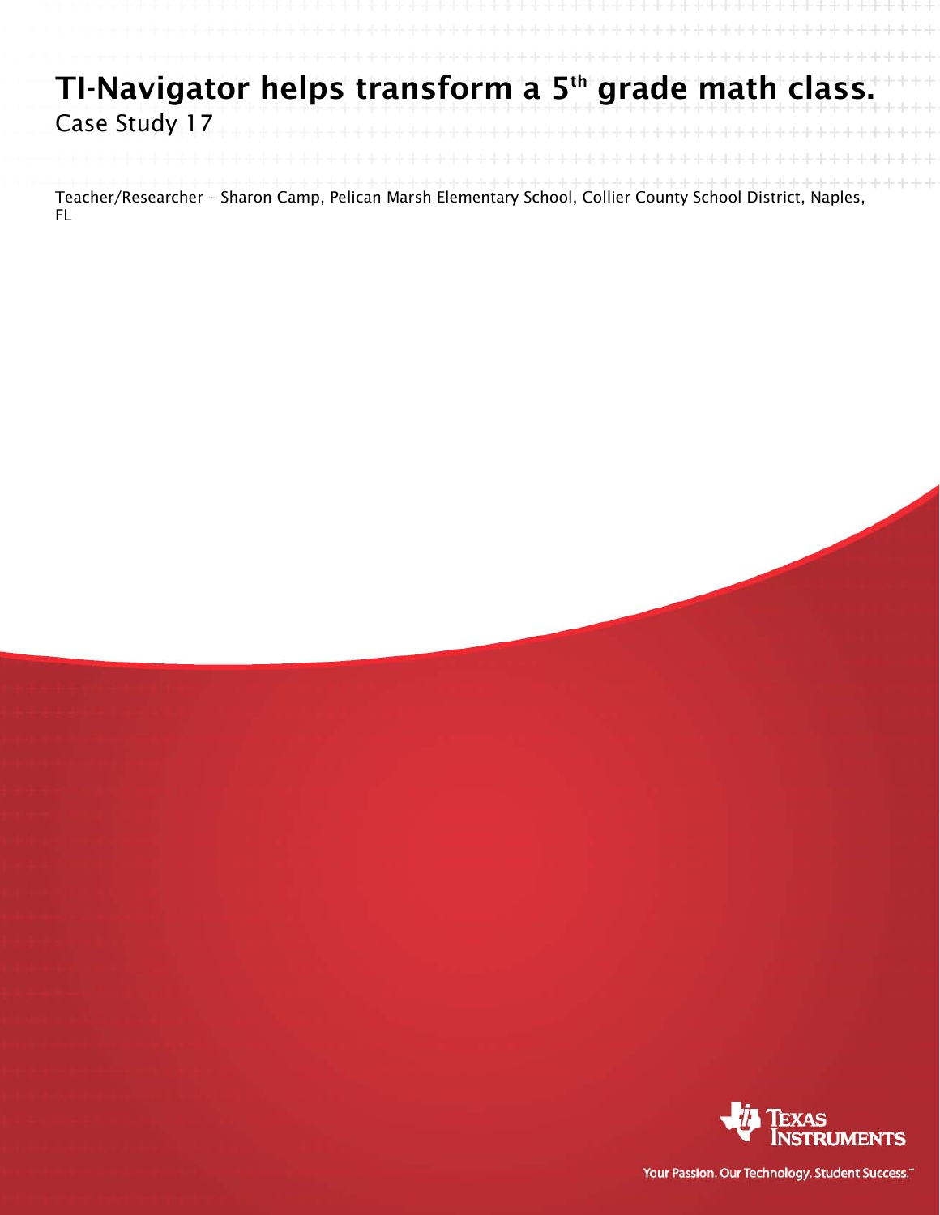# TI-Navigator helps transform a 5th grade math class.

Case Study 17

Teacher/Researcher – Sharon Camp, Pelican Marsh Elementary School, Collier County School District, Naples, FL

Texas Instruments

Your Passion. Our Technology. Student Success.™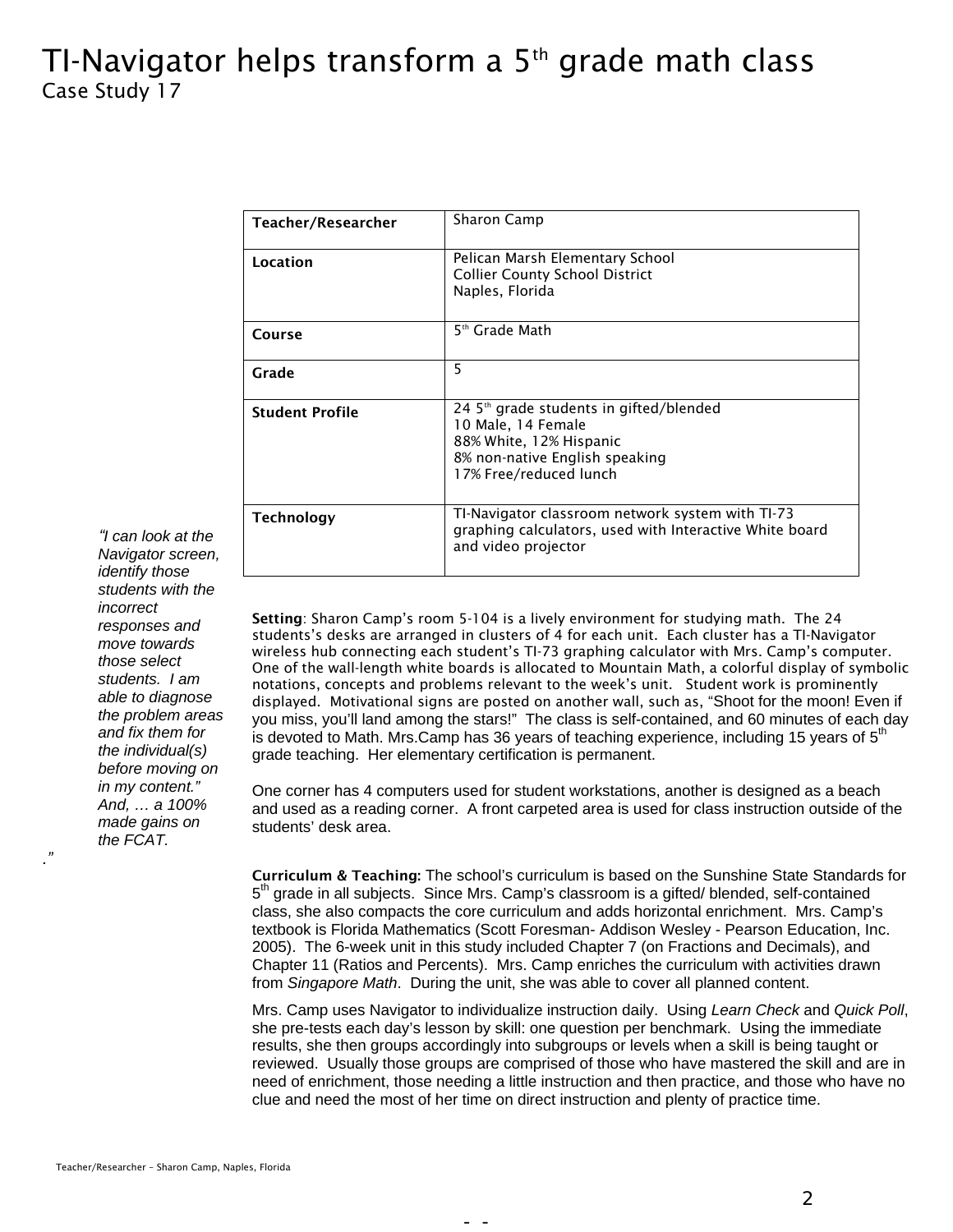# TI-Navigator helps transform a 5th grade math class

Case Study 17

| Teacher/Researcher | Sharon Camp |
|---|---|
| Location | Pelican Marsh Elementary School<br>Collier County School District<br>Naples, Florida |
| Course | 5th Grade Math |
| Grade | 5 |
| Student Profile | 24 5th grade students in gifted/blended<br>10 Male, 14 Female<br>88% White, 12% Hispanic<br>8% non-native English speaking<br>17% Free/reduced lunch |
| Technology | TI-Navigator classroom network system with TI-73 graphing calculators, used with Interactive White board and video projector |

*"I can look at the Navigator screen, identify those students with the incorrect responses and move towards those select students. I am able to diagnose the problem areas and fix them for the individual(s) before moving on in my content." And, … a 100% made gains on the FCAT.*

**Setting**: Sharon Camp's room 5-104 is a lively environment for studying math. The 24 students's desks are arranged in clusters of 4 for each unit. Each cluster has a TI-Navigator wireless hub connecting each student's TI-73 graphing calculator with Mrs. Camp's computer. One of the wall-length white boards is allocated to Mountain Math, a colorful display of symbolic notations, concepts and problems relevant to the week's unit. Student work is prominently displayed. Motivational signs are posted on another wall, such as, "Shoot for the moon! Even if you miss, you'll land among the stars!" The class is self-contained, and 60 minutes of each day is devoted to Math. Mrs.Camp has 36 years of teaching experience, including 15 years of 5th grade teaching. Her elementary certification is permanent.

One corner has 4 computers used for student workstations, another is designed as a beach and used as a reading corner. A front carpeted area is used for class instruction outside of the students' desk area.

**Curriculum & Teaching:** The school's curriculum is based on the Sunshine State Standards for 5th grade in all subjects. Since Mrs. Camp's classroom is a gifted/ blended, self-contained class, she also compacts the core curriculum and adds horizontal enrichment. Mrs. Camp's textbook is Florida Mathematics (Scott Foresman- Addison Wesley - Pearson Education, Inc. 2005). The 6-week unit in this study included Chapter 7 (on Fractions and Decimals), and Chapter 11 (Ratios and Percents). Mrs. Camp enriches the curriculum with activities drawn from *Singapore Math*. During the unit, she was able to cover all planned content.

Mrs. Camp uses Navigator to individualize instruction daily. Using *Learn Check* and *Quick Poll*, she pre-tests each day's lesson by skill: one question per benchmark. Using the immediate results, she then groups accordingly into subgroups or levels when a skill is being taught or reviewed. Usually those groups are comprised of those who have mastered the skill and are in need of enrichment, those needing a little instruction and then practice, and those who have no clue and need the most of her time on direct instruction and plenty of practice time.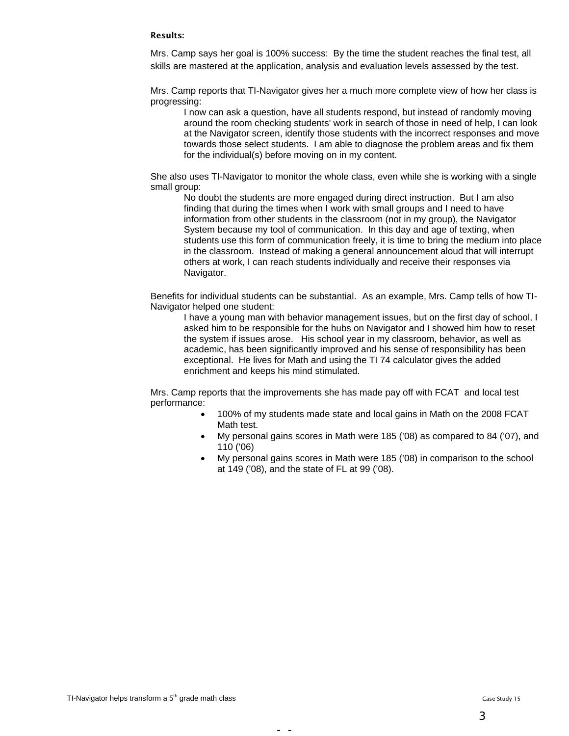**Results:**

Mrs. Camp says her goal is 100% success: By the time the student reaches the final test, all skills are mastered at the application, analysis and evaluation levels assessed by the test.

Mrs. Camp reports that TI-Navigator gives her a much more complete view of how her class is progressing:

> I now can ask a question, have all students respond, but instead of randomly moving around the room checking students' work in search of those in need of help, I can look at the Navigator screen, identify those students with the incorrect responses and move towards those select students. I am able to diagnose the problem areas and fix them for the individual(s) before moving on in my content.

She also uses TI-Navigator to monitor the whole class, even while she is working with a single small group:

> No doubt the students are more engaged during direct instruction. But I am also finding that during the times when I work with small groups and I need to have information from other students in the classroom (not in my group), the Navigator System because my tool of communication. In this day and age of texting, when students use this form of communication freely, it is time to bring the medium into place in the classroom. Instead of making a general announcement aloud that will interrupt others at work, I can reach students individually and receive their responses via Navigator.

Benefits for individual students can be substantial. As an example, Mrs. Camp tells of how TI-Navigator helped one student:

> I have a young man with behavior management issues, but on the first day of school, I asked him to be responsible for the hubs on Navigator and I showed him how to reset the system if issues arose. His school year in my classroom, behavior, as well as academic, has been significantly improved and his sense of responsibility has been exceptional. He lives for Math and using the TI 74 calculator gives the added enrichment and keeps his mind stimulated.

Mrs. Camp reports that the improvements she has made pay off with FCAT and local test performance:

- 100% of my students made state and local gains in Math on the 2008 FCAT Math test.
- My personal gains scores in Math were 185 ('08) as compared to 84 ('07), and 110 ('06)
- My personal gains scores in Math were 185 ('08) in comparison to the school at 149 ('08), and the state of FL at 99 ('08).